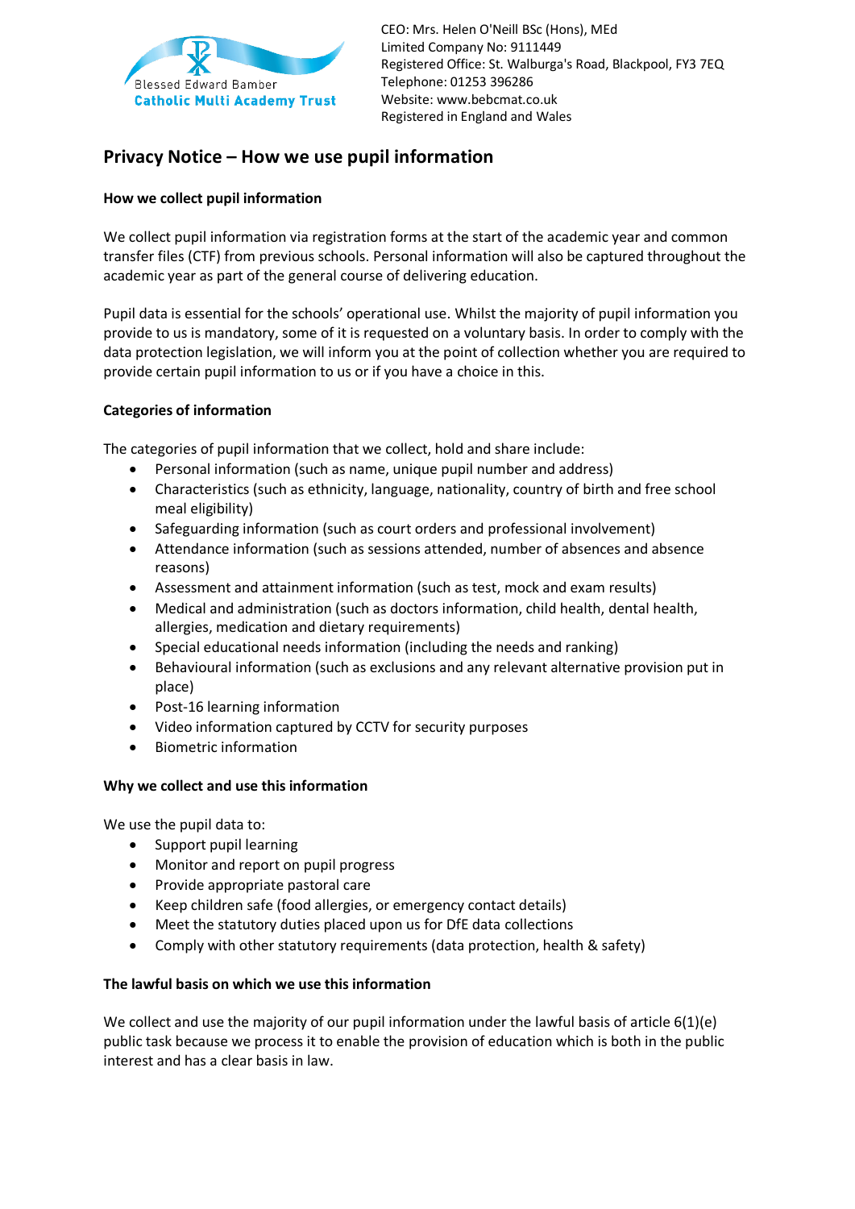Blessed Edward Bamber
Catholic Multi Academy Trust

CEO: Mrs. Helen O'Neill BSc (Hons), MEd
Limited Company No: 9111449
Registered Office: St. Walburga's Road, Blackpool, FY3 7EQ
Telephone: 01253 396286
Website: www.bebcmat.co.uk
Registered in England and Wales

# Privacy Notice – How we use pupil information

### How we collect pupil information

We collect pupil information via registration forms at the start of the academic year and common transfer files (CTF) from previous schools. Personal information will also be captured throughout the academic year as part of the general course of delivering education.

Pupil data is essential for the schools' operational use. Whilst the majority of pupil information you provide to us is mandatory, some of it is requested on a voluntary basis. In order to comply with the data protection legislation, we will inform you at the point of collection whether you are required to provide certain pupil information to us or if you have a choice in this.

### Categories of information

The categories of pupil information that we collect, hold and share include:

- Personal information (such as name, unique pupil number and address)
- Characteristics (such as ethnicity, language, nationality, country of birth and free school meal eligibility)
- Safeguarding information (such as court orders and professional involvement)
- Attendance information (such as sessions attended, number of absences and absence reasons)
- Assessment and attainment information (such as test, mock and exam results)
- Medical and administration (such as doctors information, child health, dental health, allergies, medication and dietary requirements)
- Special educational needs information (including the needs and ranking)
- Behavioural information (such as exclusions and any relevant alternative provision put in place)
- Post-16 learning information
- Video information captured by CCTV for security purposes
- Biometric information

### Why we collect and use this information

We use the pupil data to:

- Support pupil learning
- Monitor and report on pupil progress
- Provide appropriate pastoral care
- Keep children safe (food allergies, or emergency contact details)
- Meet the statutory duties placed upon us for DfE data collections
- Comply with other statutory requirements (data protection, health & safety)

### The lawful basis on which we use this information

We collect and use the majority of our pupil information under the lawful basis of article 6(1)(e) public task because we process it to enable the provision of education which is both in the public interest and has a clear basis in law.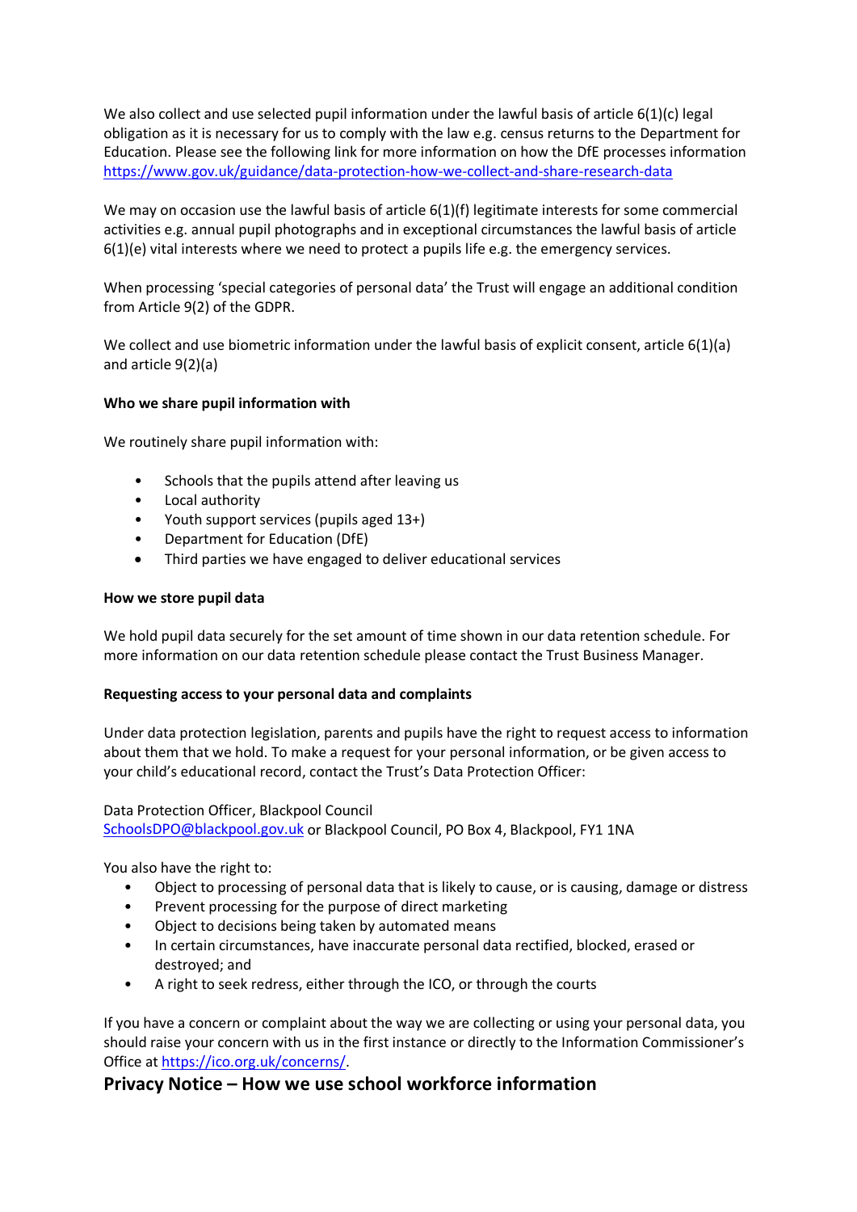We also collect and use selected pupil information under the lawful basis of article 6(1)(c) legal obligation as it is necessary for us to comply with the law e.g. census returns to the Department for Education. Please see the following link for more information on how the DfE processes information https://www.gov.uk/guidance/data-protection-how-we-collect-and-share-research-data

We may on occasion use the lawful basis of article 6(1)(f) legitimate interests for some commercial activities e.g. annual pupil photographs and in exceptional circumstances the lawful basis of article 6(1)(e) vital interests where we need to protect a pupils life e.g. the emergency services.

When processing 'special categories of personal data' the Trust will engage an additional condition from Article 9(2) of the GDPR.

We collect and use biometric information under the lawful basis of explicit consent, article 6(1)(a) and article 9(2)(a)

**Who we share pupil information with**

We routinely share pupil information with:

- Schools that the pupils attend after leaving us
- Local authority
- Youth support services (pupils aged 13+)
- Department for Education (DfE)
- Third parties we have engaged to deliver educational services

**How we store pupil data**

We hold pupil data securely for the set amount of time shown in our data retention schedule. For more information on our data retention schedule please contact the Trust Business Manager.

**Requesting access to your personal data and complaints**

Under data protection legislation, parents and pupils have the right to request access to information about them that we hold. To make a request for your personal information, or be given access to your child's educational record, contact the Trust's Data Protection Officer:

Data Protection Officer, Blackpool Council
SchoolsDPO@blackpool.gov.uk or Blackpool Council, PO Box 4, Blackpool, FY1 1NA

You also have the right to:

- Object to processing of personal data that is likely to cause, or is causing, damage or distress
- Prevent processing for the purpose of direct marketing
- Object to decisions being taken by automated means
- In certain circumstances, have inaccurate personal data rectified, blocked, erased or destroyed; and
- A right to seek redress, either through the ICO, or through the courts

If you have a concern or complaint about the way we are collecting or using your personal data, you should raise your concern with us in the first instance or directly to the Information Commissioner's Office at https://ico.org.uk/concerns/.

## Privacy Notice – How we use school workforce information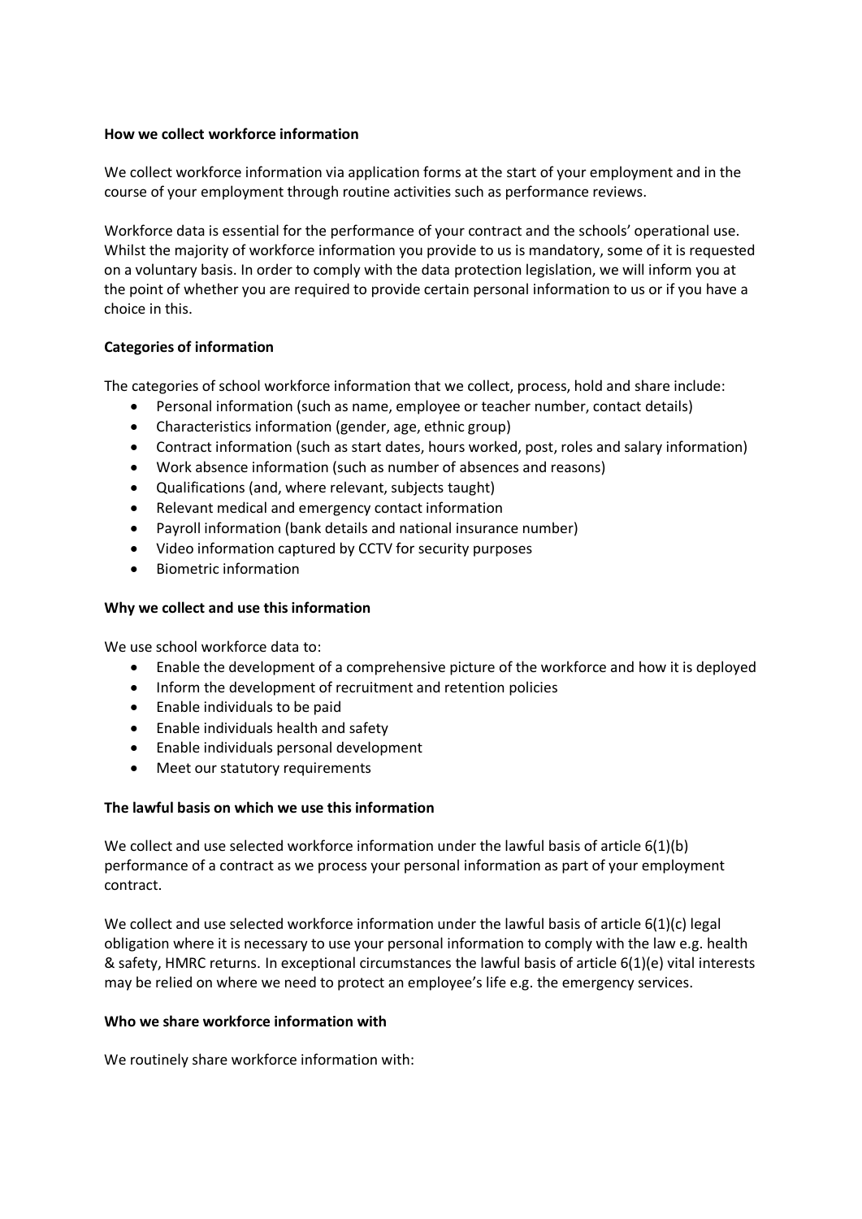**How we collect workforce information**

We collect workforce information via application forms at the start of your employment and in the course of your employment through routine activities such as performance reviews.

Workforce data is essential for the performance of your contract and the schools' operational use. Whilst the majority of workforce information you provide to us is mandatory, some of it is requested on a voluntary basis. In order to comply with the data protection legislation, we will inform you at the point of whether you are required to provide certain personal information to us or if you have a choice in this.

**Categories of information**

The categories of school workforce information that we collect, process, hold and share include:

- Personal information (such as name, employee or teacher number, contact details)
- Characteristics information (gender, age, ethnic group)
- Contract information (such as start dates, hours worked, post, roles and salary information)
- Work absence information (such as number of absences and reasons)
- Qualifications (and, where relevant, subjects taught)
- Relevant medical and emergency contact information
- Payroll information (bank details and national insurance number)
- Video information captured by CCTV for security purposes
- Biometric information

**Why we collect and use this information**

We use school workforce data to:

- Enable the development of a comprehensive picture of the workforce and how it is deployed
- Inform the development of recruitment and retention policies
- Enable individuals to be paid
- Enable individuals health and safety
- Enable individuals personal development
- Meet our statutory requirements

**The lawful basis on which we use this information**

We collect and use selected workforce information under the lawful basis of article 6(1)(b) performance of a contract as we process your personal information as part of your employment contract.

We collect and use selected workforce information under the lawful basis of article 6(1)(c) legal obligation where it is necessary to use your personal information to comply with the law e.g. health & safety, HMRC returns. In exceptional circumstances the lawful basis of article 6(1)(e) vital interests may be relied on where we need to protect an employee's life e.g. the emergency services.

**Who we share workforce information with**

We routinely share workforce information with: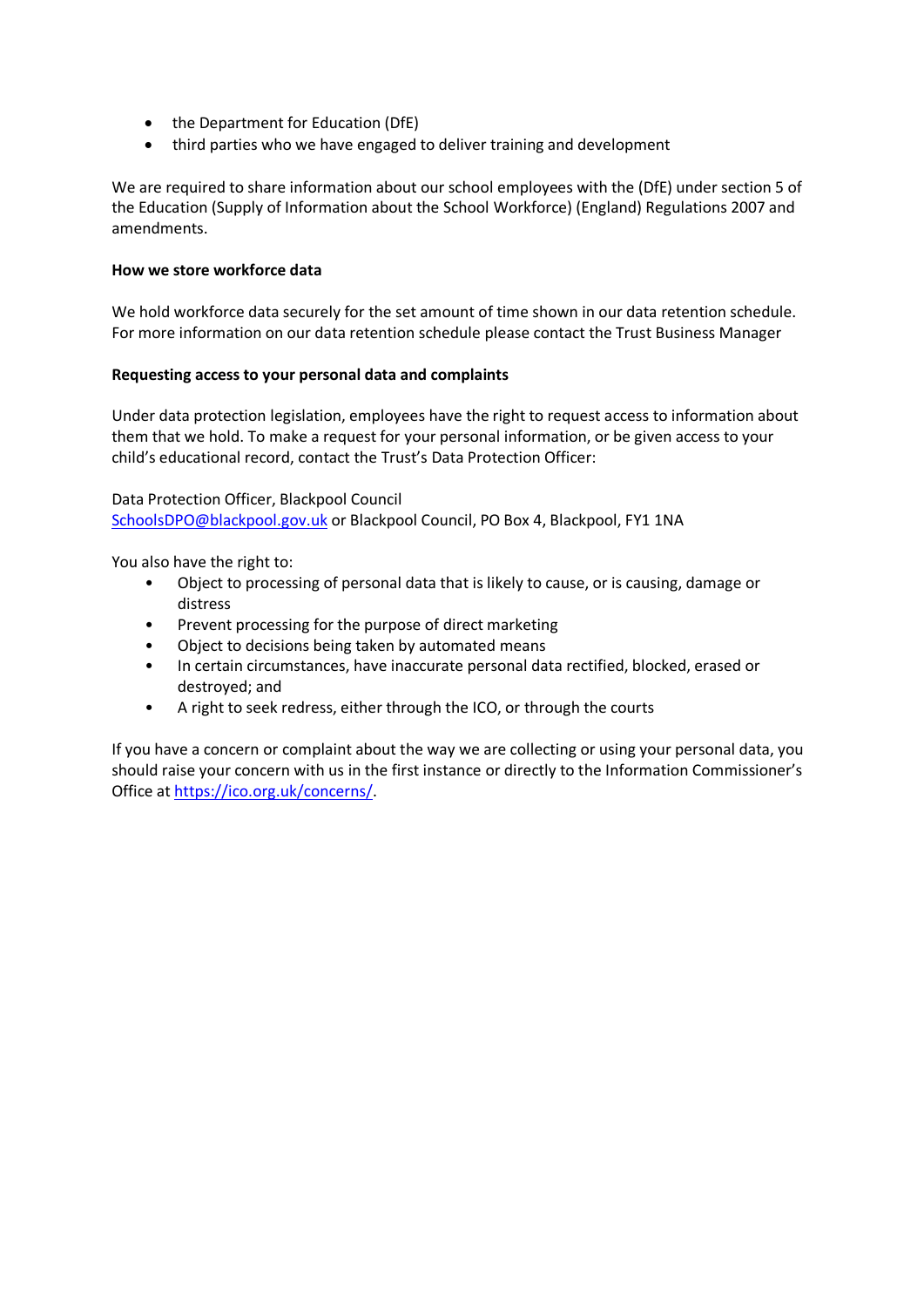- the Department for Education (DfE)
- third parties who we have engaged to deliver training and development

We are required to share information about our school employees with the (DfE) under section 5 of the Education (Supply of Information about the School Workforce) (England) Regulations 2007 and amendments.

**How we store workforce data**

We hold workforce data securely for the set amount of time shown in our data retention schedule. For more information on our data retention schedule please contact the Trust Business Manager

**Requesting access to your personal data and complaints**

Under data protection legislation, employees have the right to request access to information about them that we hold. To make a request for your personal information, or be given access to your child's educational record, contact the Trust's Data Protection Officer:

Data Protection Officer, Blackpool Council
SchoolsDPO@blackpool.gov.uk or Blackpool Council, PO Box 4, Blackpool, FY1 1NA

You also have the right to:

- Object to processing of personal data that is likely to cause, or is causing, damage or distress
- Prevent processing for the purpose of direct marketing
- Object to decisions being taken by automated means
- In certain circumstances, have inaccurate personal data rectified, blocked, erased or destroyed; and
- A right to seek redress, either through the ICO, or through the courts

If you have a concern or complaint about the way we are collecting or using your personal data, you should raise your concern with us in the first instance or directly to the Information Commissioner's Office at https://ico.org.uk/concerns/.